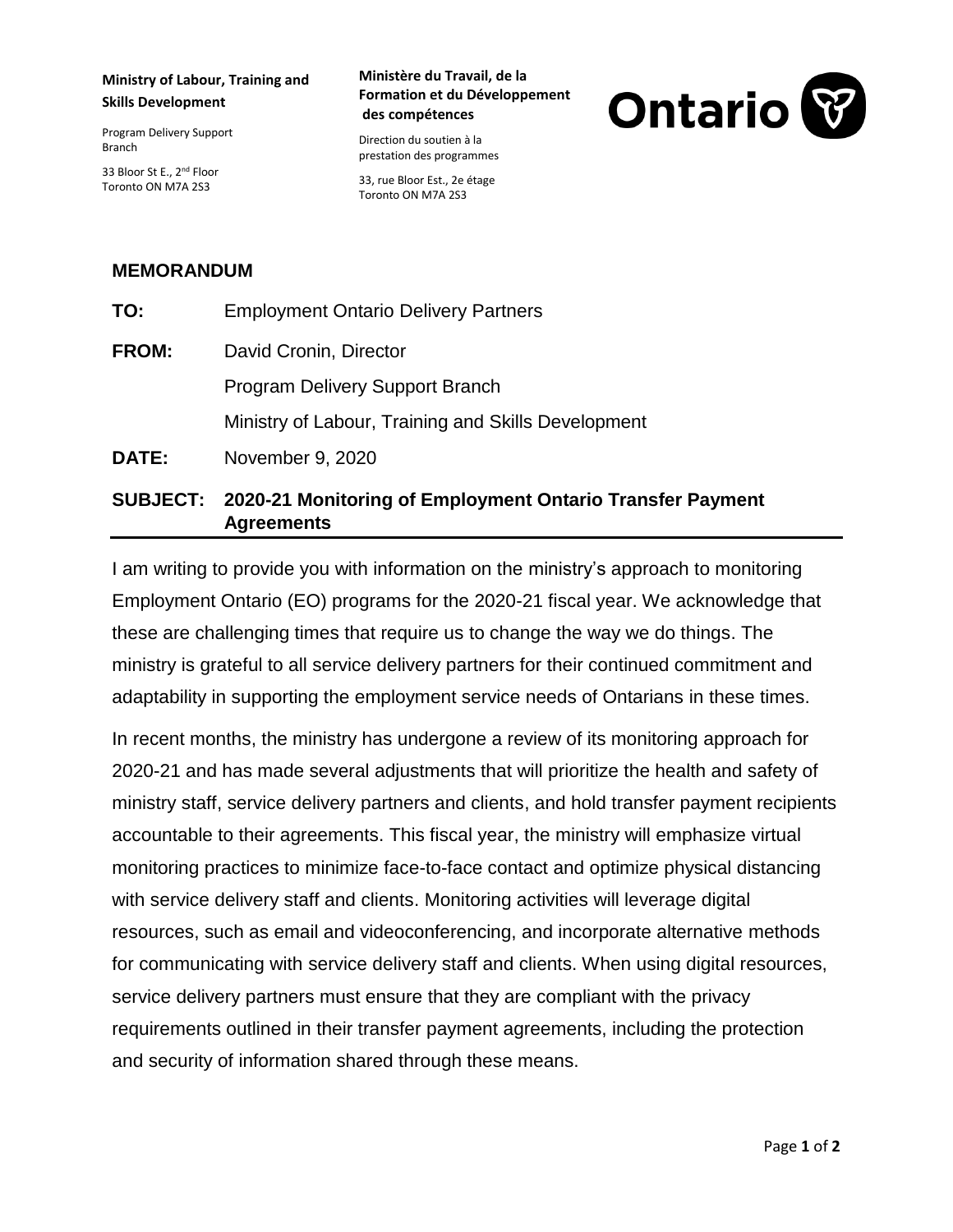**Ministry of Labour, Training and Skills Development**

Program Delivery Support Branch

33 Bloor St E., 2nd Floor
Toronto ON M7A 2S3

**Ministère du Travail, de la Formation et du Développement des compétences**

Direction du soutien à la prestation des programmes

33, rue Bloor Est., 2e étage
Toronto ON M7A 2S3

Ontario

## MEMORANDUM

**TO:** Employment Ontario Delivery Partners

**FROM:** David Cronin, Director
Program Delivery Support Branch
Ministry of Labour, Training and Skills Development

**DATE:** November 9, 2020

**SUBJECT: 2020-21 Monitoring of Employment Ontario Transfer Payment Agreements**

---

I am writing to provide you with information on the ministry's approach to monitoring Employment Ontario (EO) programs for the 2020-21 fiscal year. We acknowledge that these are challenging times that require us to change the way we do things. The ministry is grateful to all service delivery partners for their continued commitment and adaptability in supporting the employment service needs of Ontarians in these times.

In recent months, the ministry has undergone a review of its monitoring approach for 2020-21 and has made several adjustments that will prioritize the health and safety of ministry staff, service delivery partners and clients, and hold transfer payment recipients accountable to their agreements. This fiscal year, the ministry will emphasize virtual monitoring practices to minimize face-to-face contact and optimize physical distancing with service delivery staff and clients. Monitoring activities will leverage digital resources, such as email and videoconferencing, and incorporate alternative methods for communicating with service delivery staff and clients. When using digital resources, service delivery partners must ensure that they are compliant with the privacy requirements outlined in their transfer payment agreements, including the protection and security of information shared through these means.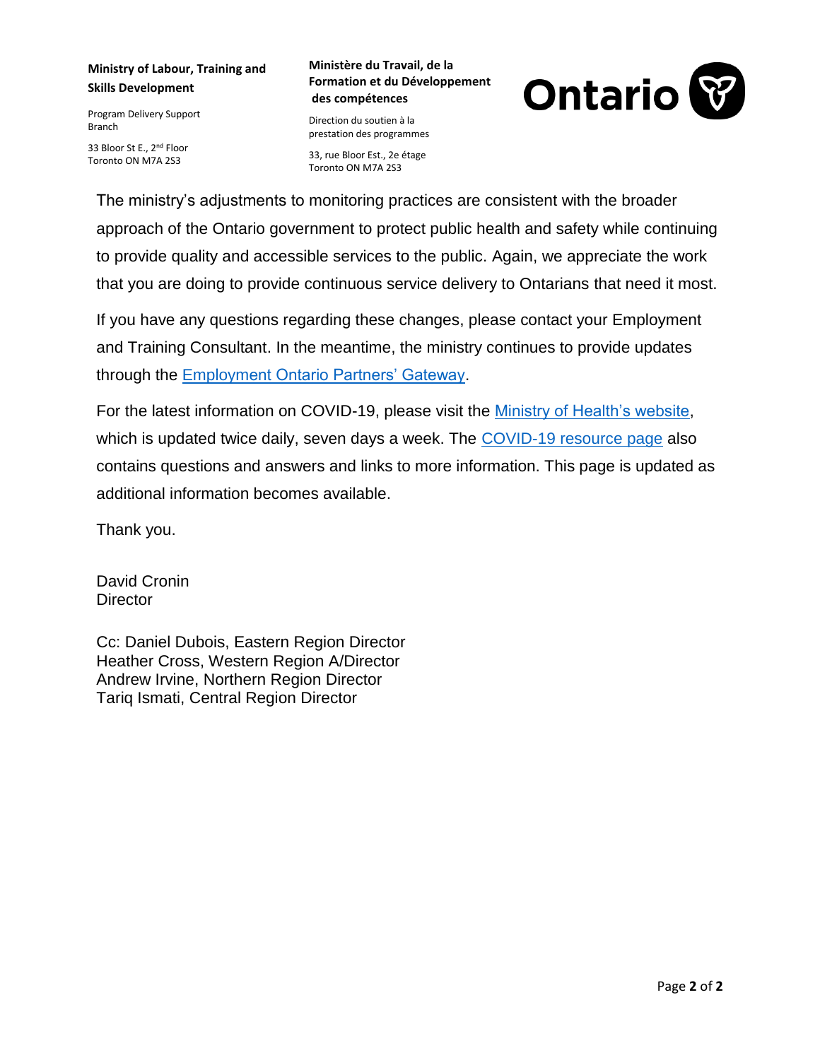**Ministry of Labour, Training and Skills Development**

Program Delivery Support Branch

33 Bloor St E., 2nd Floor
Toronto ON M7A 2S3

**Ministère du Travail, de la Formation et du Développement des compétences**

Direction du soutien à la prestation des programmes

33, rue Bloor Est., 2e étage
Toronto ON M7A 2S3

The ministry's adjustments to monitoring practices are consistent with the broader approach of the Ontario government to protect public health and safety while continuing to provide quality and accessible services to the public. Again, we appreciate the work that you are doing to provide continuous service delivery to Ontarians that need it most.

If you have any questions regarding these changes, please contact your Employment and Training Consultant. In the meantime, the ministry continues to provide updates through the Employment Ontario Partners' Gateway.

For the latest information on COVID-19, please visit the Ministry of Health's website, which is updated twice daily, seven days a week. The COVID-19 resource page also contains questions and answers and links to more information. This page is updated as additional information becomes available.

Thank you.

David Cronin
Director

Cc: Daniel Dubois, Eastern Region Director
Heather Cross, Western Region A/Director
Andrew Irvine, Northern Region Director
Tariq Ismati, Central Region Director